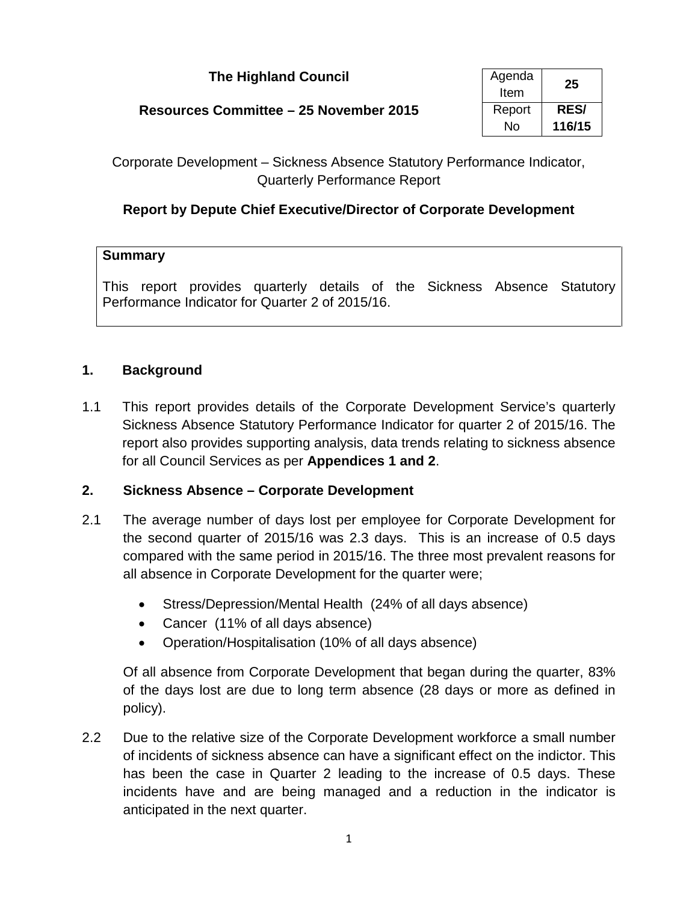**The Highland Council**

**Resources Committee – 25 November 2015**

| Agenda Item | **25** |
|---|---|
| Report No | **RES/ 116/15** |

Corporate Development – Sickness Absence Statutory Performance Indicator, Quarterly Performance Report

**Report by Depute Chief Executive/Director of Corporate Development**

**Summary**

This report provides quarterly details of the Sickness Absence Statutory Performance Indicator for Quarter 2 of 2015/16.

## 1. Background

1.1 This report provides details of the Corporate Development Service's quarterly Sickness Absence Statutory Performance Indicator for quarter 2 of 2015/16. The report also provides supporting analysis, data trends relating to sickness absence for all Council Services as per **Appendices 1 and 2**.

## 2. Sickness Absence – Corporate Development

2.1 The average number of days lost per employee for Corporate Development for the second quarter of 2015/16 was 2.3 days. This is an increase of 0.5 days compared with the same period in 2015/16. The three most prevalent reasons for all absence in Corporate Development for the quarter were;

- Stress/Depression/Mental Health (24% of all days absence)
- Cancer (11% of all days absence)
- Operation/Hospitalisation (10% of all days absence)

Of all absence from Corporate Development that began during the quarter, 83% of the days lost are due to long term absence (28 days or more as defined in policy).

2.2 Due to the relative size of the Corporate Development workforce a small number of incidents of sickness absence can have a significant effect on the indictor. This has been the case in Quarter 2 leading to the increase of 0.5 days. These incidents have and are being managed and a reduction in the indicator is anticipated in the next quarter.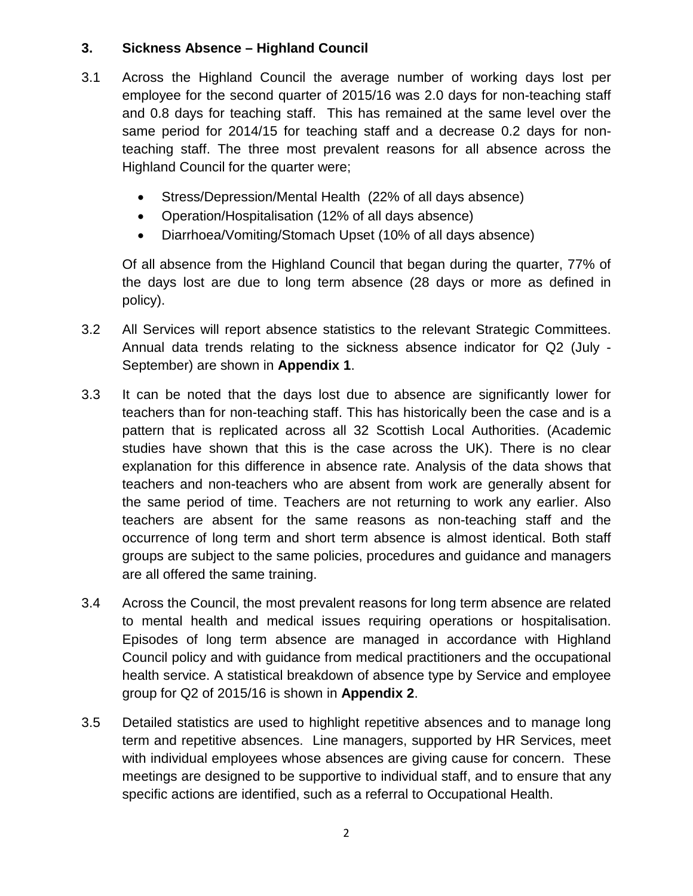## 3. Sickness Absence – Highland Council

3.1 Across the Highland Council the average number of working days lost per employee for the second quarter of 2015/16 was 2.0 days for non-teaching staff and 0.8 days for teaching staff. This has remained at the same level over the same period for 2014/15 for teaching staff and a decrease 0.2 days for non-teaching staff. The three most prevalent reasons for all absence across the Highland Council for the quarter were;

- Stress/Depression/Mental Health (22% of all days absence)
- Operation/Hospitalisation (12% of all days absence)
- Diarrhoea/Vomiting/Stomach Upset (10% of all days absence)

Of all absence from the Highland Council that began during the quarter, 77% of the days lost are due to long term absence (28 days or more as defined in policy).

3.2 All Services will report absence statistics to the relevant Strategic Committees. Annual data trends relating to the sickness absence indicator for Q2 (July - September) are shown in **Appendix 1**.

3.3 It can be noted that the days lost due to absence are significantly lower for teachers than for non-teaching staff. This has historically been the case and is a pattern that is replicated across all 32 Scottish Local Authorities. (Academic studies have shown that this is the case across the UK). There is no clear explanation for this difference in absence rate. Analysis of the data shows that teachers and non-teachers who are absent from work are generally absent for the same period of time. Teachers are not returning to work any earlier. Also teachers are absent for the same reasons as non-teaching staff and the occurrence of long term and short term absence is almost identical. Both staff groups are subject to the same policies, procedures and guidance and managers are all offered the same training.

3.4 Across the Council, the most prevalent reasons for long term absence are related to mental health and medical issues requiring operations or hospitalisation. Episodes of long term absence are managed in accordance with Highland Council policy and with guidance from medical practitioners and the occupational health service. A statistical breakdown of absence type by Service and employee group for Q2 of 2015/16 is shown in **Appendix 2**.

3.5 Detailed statistics are used to highlight repetitive absences and to manage long term and repetitive absences. Line managers, supported by HR Services, meet with individual employees whose absences are giving cause for concern. These meetings are designed to be supportive to individual staff, and to ensure that any specific actions are identified, such as a referral to Occupational Health.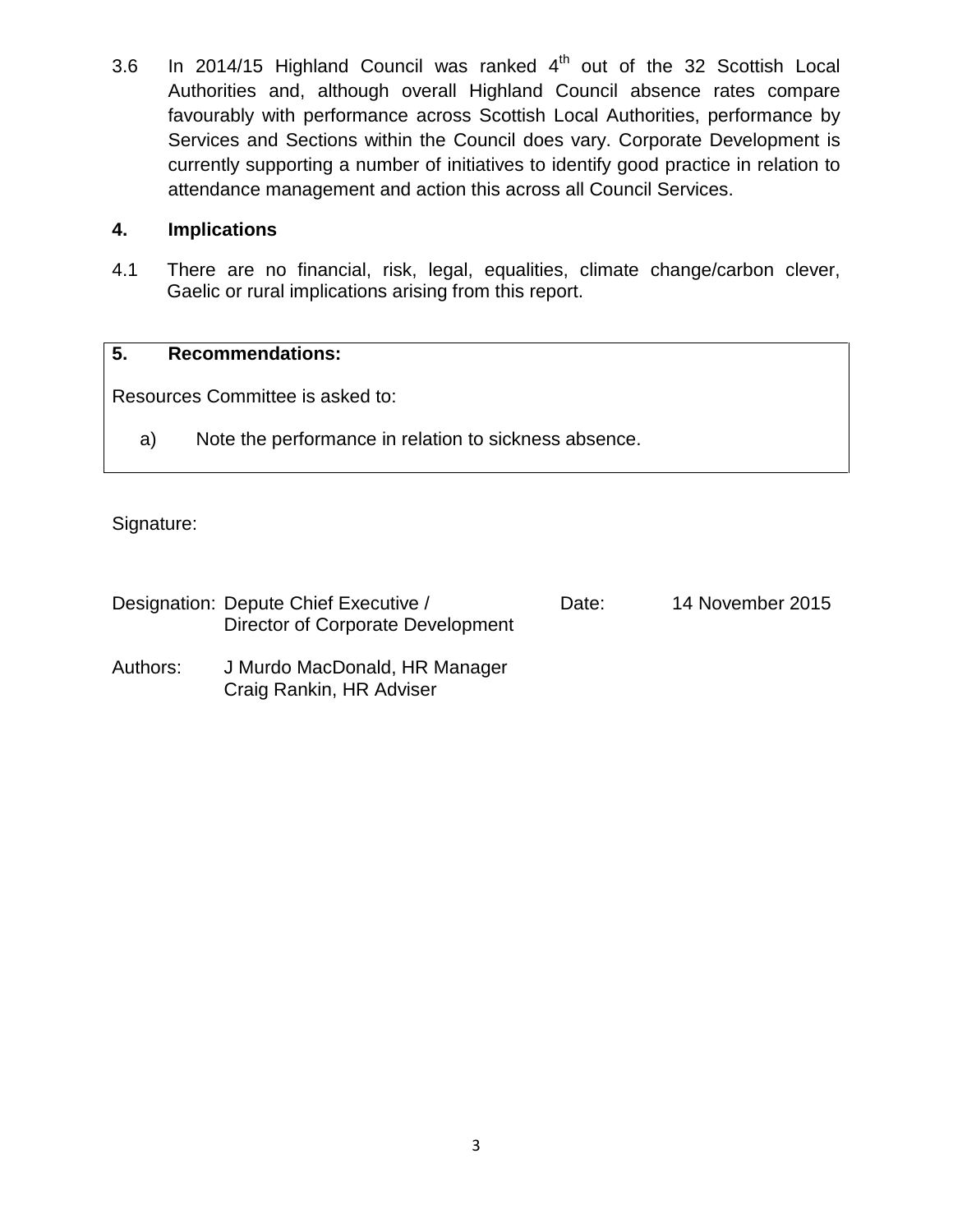3.6 In 2014/15 Highland Council was ranked 4th out of the 32 Scottish Local Authorities and, although overall Highland Council absence rates compare favourably with performance across Scottish Local Authorities, performance by Services and Sections within the Council does vary. Corporate Development is currently supporting a number of initiatives to identify good practice in relation to attendance management and action this across all Council Services.

## 4. Implications

4.1 There are no financial, risk, legal, equalities, climate change/carbon clever, Gaelic or rural implications arising from this report.

## 5. Recommendations:

Resources Committee is asked to:

a) Note the performance in relation to sickness absence.

Signature:

Designation: Depute Chief Executive / Director of Corporate Development

Date: 14 November 2015

Authors: J Murdo MacDonald, HR Manager
Craig Rankin, HR Adviser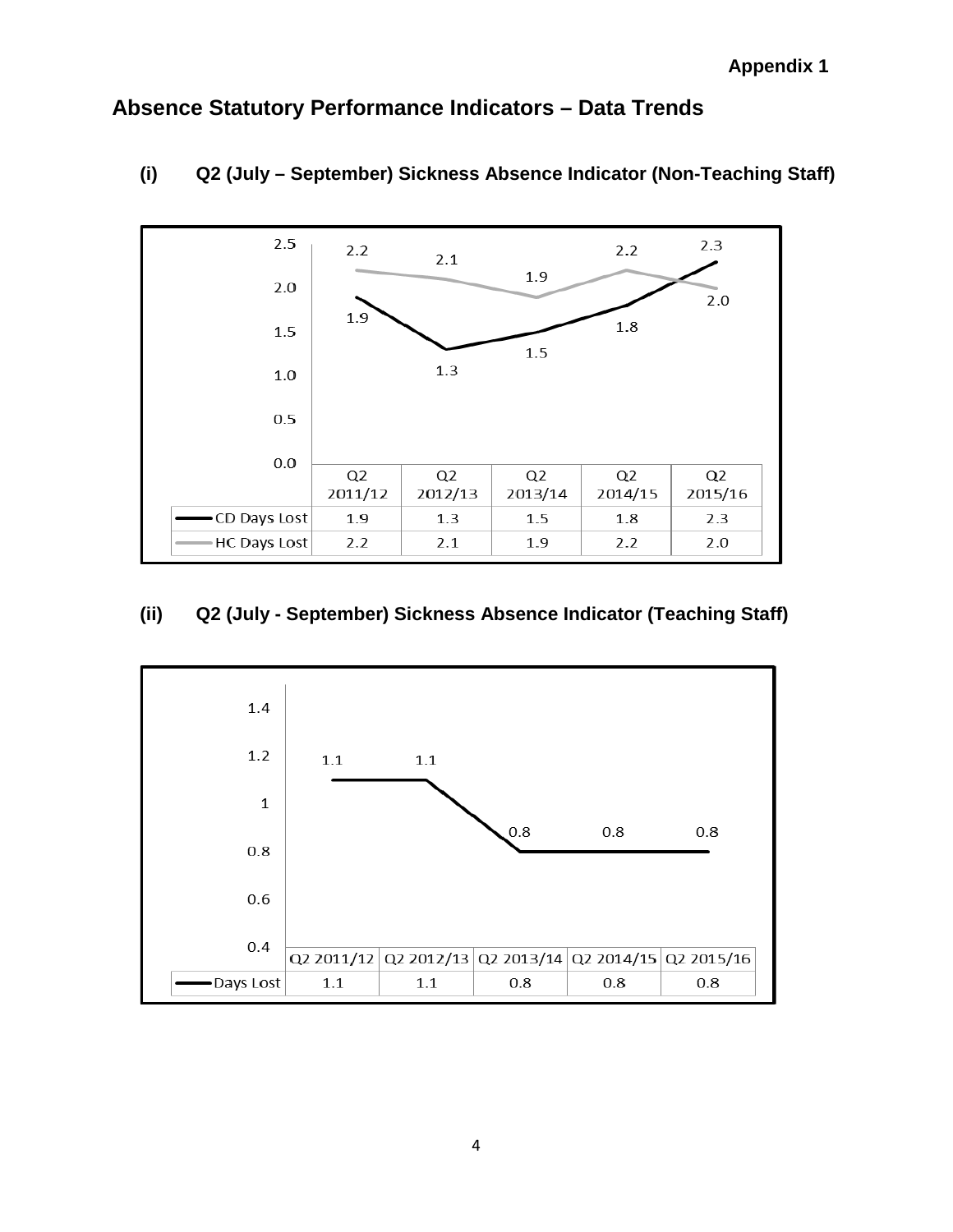Appendix 1

# Absence Statutory Performance Indicators – Data Trends

## (i) Q2 (July – September) Sickness Absence Indicator (Non-Teaching Staff)

| | Q2 2011/12 | Q2 2012/13 | Q2 2013/14 | Q2 2014/15 | Q2 2015/16 |
|---|---|---|---|---|---|
| CD Days Lost | 1.9 | 1.3 | 1.5 | 1.8 | 2.3 |
| HC Days Lost | 2.2 | 2.1 | 1.9 | 2.2 | 2.0 |

## (ii) Q2 (July - September) Sickness Absence Indicator (Teaching Staff)

| | Q2 2011/12 | Q2 2012/13 | Q2 2013/14 | Q2 2014/15 | Q2 2015/16 |
|---|---|---|---|---|---|
| Days Lost | 1.1 | 1.1 | 0.8 | 0.8 | 0.8 |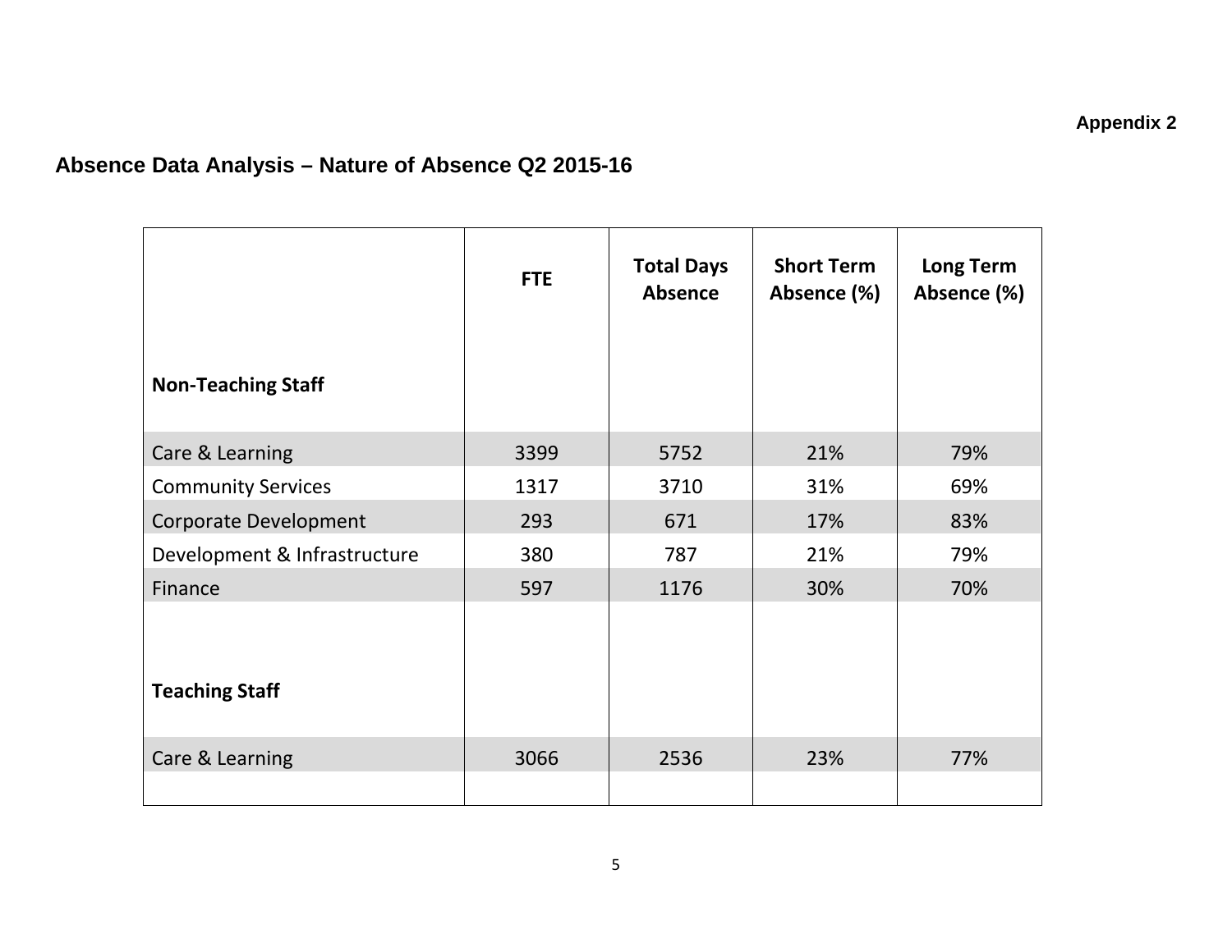Appendix 2

## Absence Data Analysis – Nature of Absence Q2 2015-16

| | FTE | Total Days Absence | Short Term Absence (%) | Long Term Absence (%) |
|---|---|---|---|---|
| **Non-Teaching Staff** | | | | |
| Care & Learning | 3399 | 5752 | 21% | 79% |
| Community Services | 1317 | 3710 | 31% | 69% |
| Corporate Development | 293 | 671 | 17% | 83% |
| Development & Infrastructure | 380 | 787 | 21% | 79% |
| Finance | 597 | 1176 | 30% | 70% |
| **Teaching Staff** | | | | |
| Care & Learning | 3066 | 2536 | 23% | 77% |